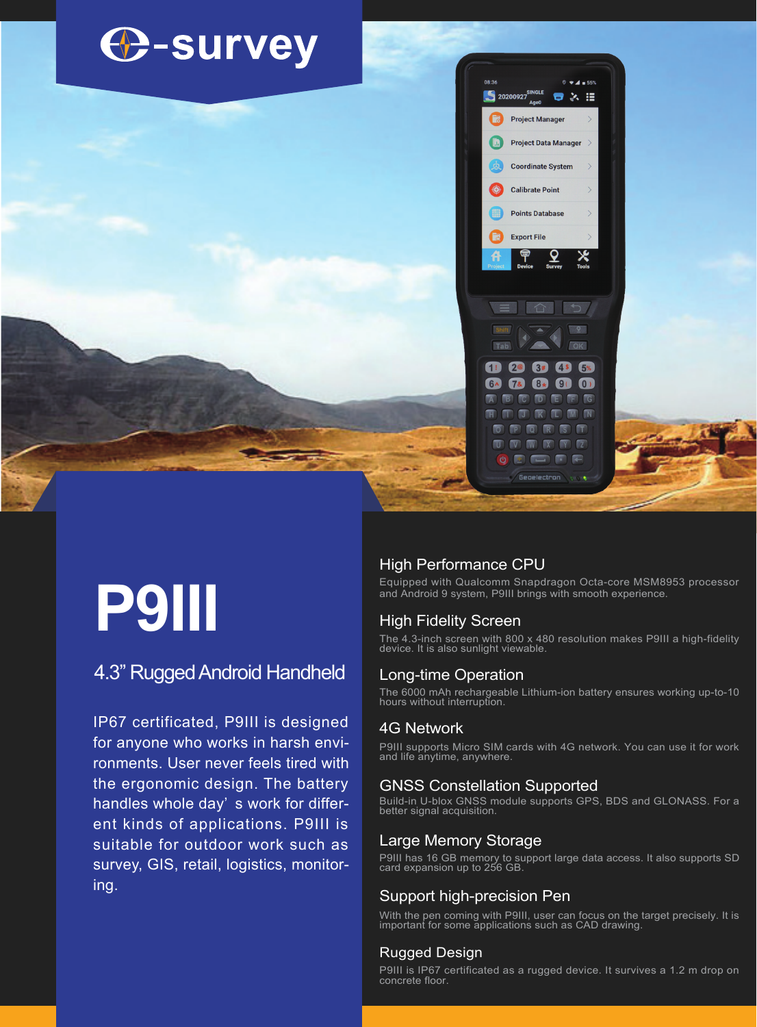# P9III

## 4.3" Rugged Android Handheld

IP67 certificated, P9III is designed for anyone who works in harsh environments. User never feels tired with the ergonomic design. The battery handles whole day' s work for different kinds of applications. P9III is suitable for outdoor work such as survey, GIS, retail, logistics, monitoring.

### High Performance CPU

Equipped with Qualcomm Snapdragon Octa-core MSM8953 processor and Android 9 system, P9III brings with smooth experience.

### High Fidelity Screen

The 4.3-inch screen with 800 x 480 resolution makes P9III a high-fidelity device. It is also sunlight viewable.

### Long-time Operation

The 6000 mAh rechargeable Lithium-ion battery ensures working up-to-10 hours without interruption.

### 4G Network

P9III supports Micro SIM cards with 4G network. You can use it for work and life anytime, anywhere.

### GNSS Constellation Supported

Build-in U-blox GNSS module supports GPS, BDS and GLONASS. For a better signal acquisition.

### Large Memory Storage

P9III has 16 GB memory to support large data access. It also supports SD card expansion up to 256 GB.

### Support high-precision Pen

With the pen coming with P9III, user can focus on the target precisely. It is important for some applications such as CAD drawing.

### Rugged Design

P9III is IP67 certificated as a rugged device. It survives a 1.2 m drop on concrete floor.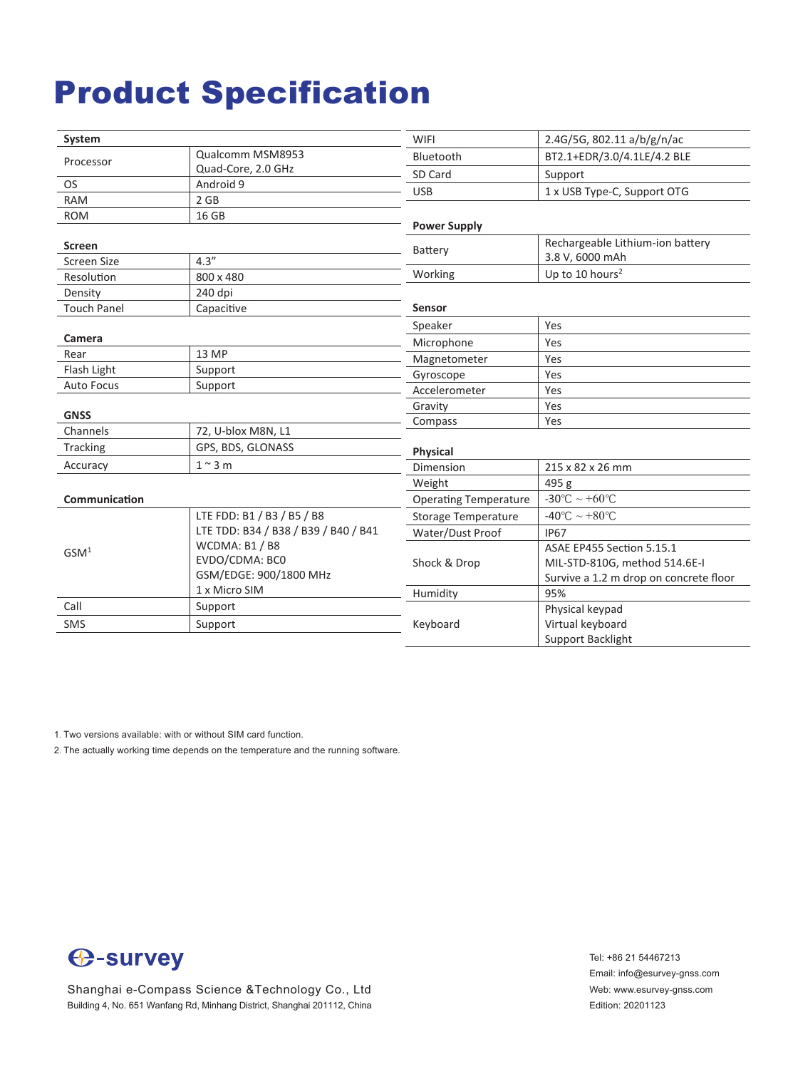# Product Specification

| System | |
|---|---|
| Processor | Qualcomm MSM8953<br>Quad-Core, 2.0 GHz |
| OS | Android 9 |
| RAM | 2 GB |
| ROM | 16 GB |

| Screen | |
|---|---|
| Screen Size | 4.3″ |
| Resolution | 800 x 480 |
| Density | 240 dpi |
| Touch Panel | Capacitive |

| Camera | |
|---|---|
| Rear | 13 MP |
| Flash Light | Support |
| Auto Focus | Support |

| GNSS | |
|---|---|
| Channels | 72, U-blox M8N, L1 |
| Tracking | GPS, BDS, GLONASS |
| Accuracy | 1 ~ 3 m |

| Communication | |
|---|---|
| GSM[1] | LTE FDD: B1 / B3 / B5 / B8<br>LTE TDD: B34 / B38 / B39 / B40 / B41<br>WCDMA: B1 / B8<br>EVDO/CDMA: BC0<br>GSM/EDGE: 900/1800 MHz<br>1 x Micro SIM |
| Call | Support |
| SMS | Support |
| WIFI | 2.4G/5G, 802.11 a/b/g/n/ac |
| Bluetooth | BT2.1+EDR/3.0/4.1LE/4.2 BLE |
| SD Card | Support |
| USB | 1 x USB Type-C, Support OTG |

| Power Supply | |
|---|---|
| Battery | Rechargeable Lithium-ion battery<br>3.8 V, 6000 mAh |
| Working | Up to 10 hours[2] |

| Sensor | |
|---|---|
| Speaker | Yes |
| Microphone | Yes |
| Magnetometer | Yes |
| Gyroscope | Yes |
| Accelerometer | Yes |
| Gravity | Yes |
| Compass | Yes |

| Physical | |
|---|---|
| Dimension | 215 x 82 x 26 mm |
| Weight | 495 g |
| Operating Temperature | -30℃ ~ +60℃ |
| Storage Temperature | -40℃ ~ +80℃ |
| Water/Dust Proof | IP67 |
| Shock & Drop | ASAE EP455 Section 5.15.1<br>MIL-STD-810G, method 514.6E-I<br>Survive a 1.2 m drop on concrete floor |
| Humidity | 95% |
| Keyboard | Physical keypad<br>Virtual keyboard<br>Support Backlight |

1. Two versions available: with or without SIM card function.
2. The actually working time depends on the temperature and the running software.

e-survey

Shanghai e-Compass Science &Technology Co., Ltd
Building 4, No. 651 Wanfang Rd, Minhang District, Shanghai 201112, China

Tel: +86 21 54467213
Email: info@esurvey-gnss.com
Web: www.esurvey-gnss.com
Edition: 20201123